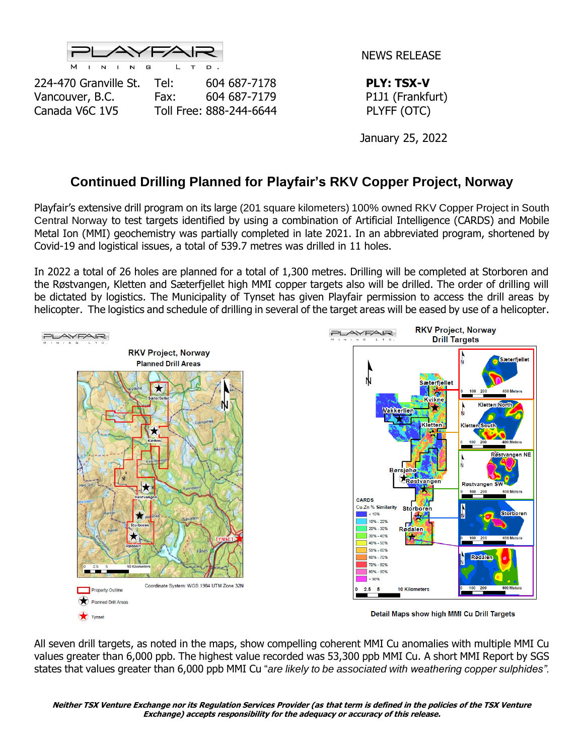PLAYFAIR MINING LTD.

224-470 Granville St.
Vancouver, B.C.
Canada V6C 1V5

Tel: 604 687-7178
Fax: 604 687-7179
Toll Free: 888-244-6644

NEWS RELEASE

**PLY: TSX-V**
P1J1 (Frankfurt)
PLYFF (OTC)

January 25, 2022

## Continued Drilling Planned for Playfair's RKV Copper Project, Norway

Playfair's extensive drill program on its large (201 square kilometers) 100% owned RKV Copper Project in South Central Norway to test targets identified by using a combination of Artificial Intelligence (CARDS) and Mobile Metal Ion (MMI) geochemistry was partially completed in late 2021. In an abbreviated program, shortened by Covid-19 and logistical issues, a total of 539.7 metres was drilled in 11 holes.

In 2022 a total of 26 holes are planned for a total of 1,300 metres. Drilling will be completed at Storboren and the Røstvangen, Kletten and Sæterfjellet high MMI copper targets also will be drilled. The order of drilling will be dictated by logistics. The Municipality of Tynset has given Playfair permission to access the drill areas by helicopter. The logistics and schedule of drilling in several of the target areas will be eased by use of a helicopter.

Detail Maps show high MMI Cu Drill Targets

All seven drill targets, as noted in the maps, show compelling coherent MMI Cu anomalies with multiple MMI Cu values greater than 6,000 ppb. The highest value recorded was 53,300 ppb MMI Cu. A short MMI Report by SGS states that values greater than 6,000 ppb MMI Cu "*are likely to be associated with weathering copper sulphides".*

***Neither TSX Venture Exchange nor its Regulation Services Provider (as that term is defined in the policies of the TSX Venture Exchange) accepts responsibility for the adequacy or accuracy of this release.***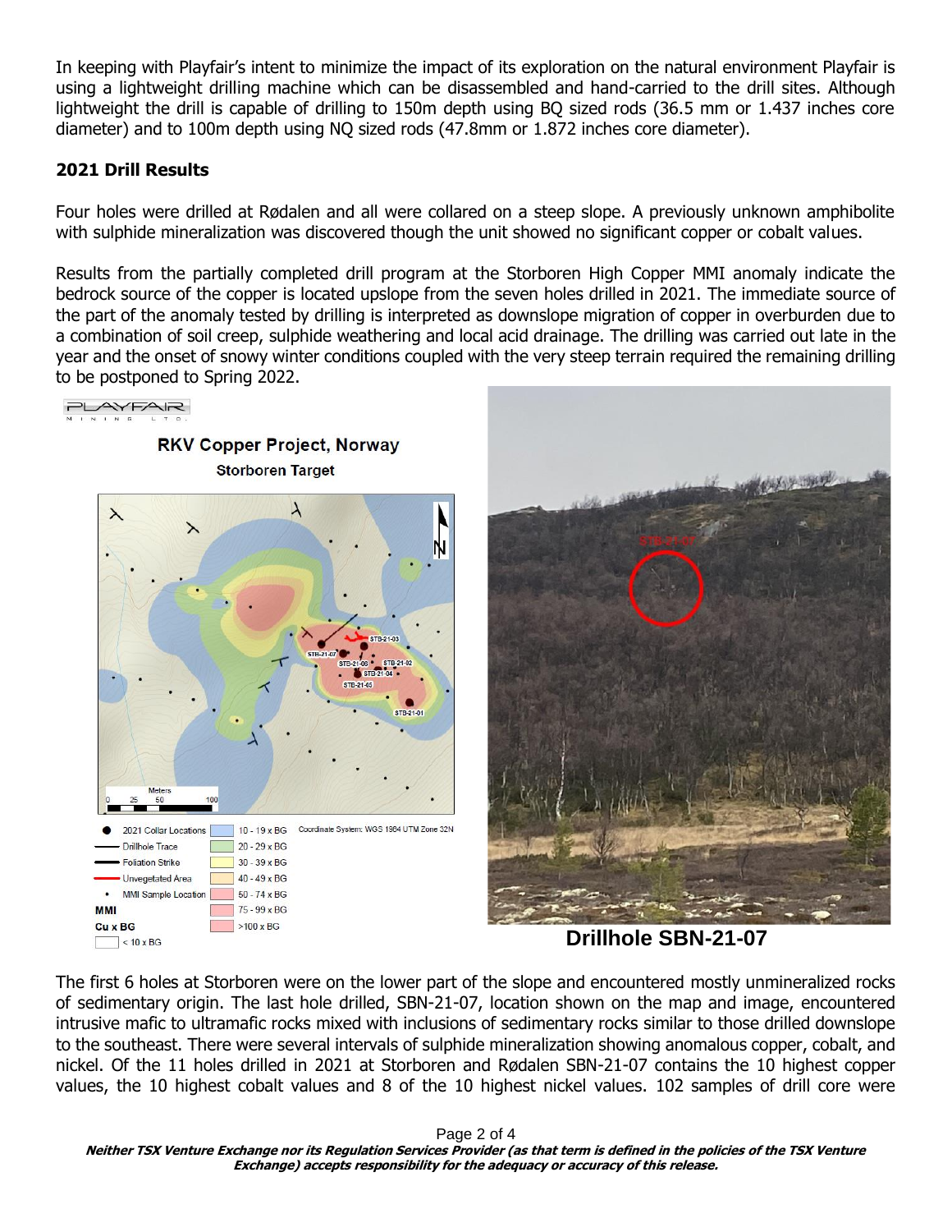In keeping with Playfair's intent to minimize the impact of its exploration on the natural environment Playfair is using a lightweight drilling machine which can be disassembled and hand-carried to the drill sites. Although lightweight the drill is capable of drilling to 150m depth using BQ sized rods (36.5 mm or 1.437 inches core diameter) and to 100m depth using NQ sized rods (47.8mm or 1.872 inches core diameter).

**2021 Drill Results**

Four holes were drilled at Rødalen and all were collared on a steep slope. A previously unknown amphibolite with sulphide mineralization was discovered though the unit showed no significant copper or cobalt values.

Results from the partially completed drill program at the Storboren High Copper MMI anomaly indicate the bedrock source of the copper is located upslope from the seven holes drilled in 2021. The immediate source of the part of the anomaly tested by drilling is interpreted as downslope migration of copper in overburden due to a combination of soil creep, sulphide weathering and local acid drainage. The drilling was carried out late in the year and the onset of snowy winter conditions coupled with the very steep terrain required the remaining drilling to be postponed to Spring 2022.

PLAYFAIR MINING LTD.

RKV Copper Project, Norway

Storboren Target

| Legend | | |
|---|---|---|
| 2021 Collar Locations | 10 - 19 x BG | Coordinate System: WGS 1984 UTM Zone 32N |
| Drillhole Trace | 20 - 29 x BG | |
| Foliation Strike | 30 - 39 x BG | |
| Unvegetated Area | 40 - 49 x BG | |
| MMI Sample Location | 50 - 74 x BG | |
| MMI | 75 - 99 x BG | |
| Cu x BG | >100 x BG | |
| < 10 x BG | | |

**Drillhole SBN-21-07**

The first 6 holes at Storboren were on the lower part of the slope and encountered mostly unmineralized rocks of sedimentary origin. The last hole drilled, SBN-21-07, location shown on the map and image, encountered intrusive mafic to ultramafic rocks mixed with inclusions of sedimentary rocks similar to those drilled downslope to the southeast. There were several intervals of sulphide mineralization showing anomalous copper, cobalt, and nickel. Of the 11 holes drilled in 2021 at Storboren and Rødalen SBN-21-07 contains the 10 highest copper values, the 10 highest cobalt values and 8 of the 10 highest nickel values. 102 samples of drill core were

***Neither TSX Venture Exchange nor its Regulation Services Provider (as that term is defined in the policies of the TSX Venture Exchange) accepts responsibility for the adequacy or accuracy of this release.***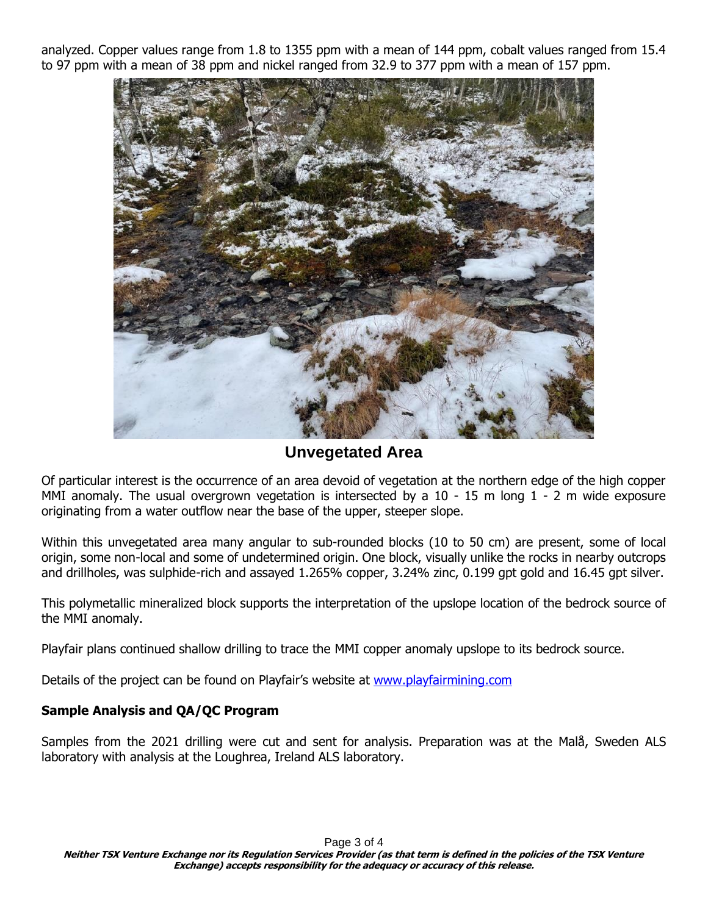analyzed. Copper values range from 1.8 to 1355 ppm with a mean of 144 ppm, cobalt values ranged from 15.4 to 97 ppm with a mean of 38 ppm and nickel ranged from 32.9 to 377 ppm with a mean of 157 ppm.

**Unvegetated Area**

Of particular interest is the occurrence of an area devoid of vegetation at the northern edge of the high copper MMI anomaly. The usual overgrown vegetation is intersected by a 10 - 15 m long 1 - 2 m wide exposure originating from a water outflow near the base of the upper, steeper slope.

Within this unvegetated area many angular to sub-rounded blocks (10 to 50 cm) are present, some of local origin, some non-local and some of undetermined origin. One block, visually unlike the rocks in nearby outcrops and drillholes, was sulphide-rich and assayed 1.265% copper, 3.24% zinc, 0.199 gpt gold and 16.45 gpt silver.

This polymetallic mineralized block supports the interpretation of the upslope location of the bedrock source of the MMI anomaly.

Playfair plans continued shallow drilling to trace the MMI copper anomaly upslope to its bedrock source.

Details of the project can be found on Playfair's website at [www.playfairmining.com](http://www.playfairmining.com)

## Sample Analysis and QA/QC Program

Samples from the 2021 drilling were cut and sent for analysis. Preparation was at the Malå, Sweden ALS laboratory with analysis at the Loughrea, Ireland ALS laboratory.

***Neither TSX Venture Exchange nor its Regulation Services Provider (as that term is defined in the policies of the TSX Venture Exchange) accepts responsibility for the adequacy or accuracy of this release.***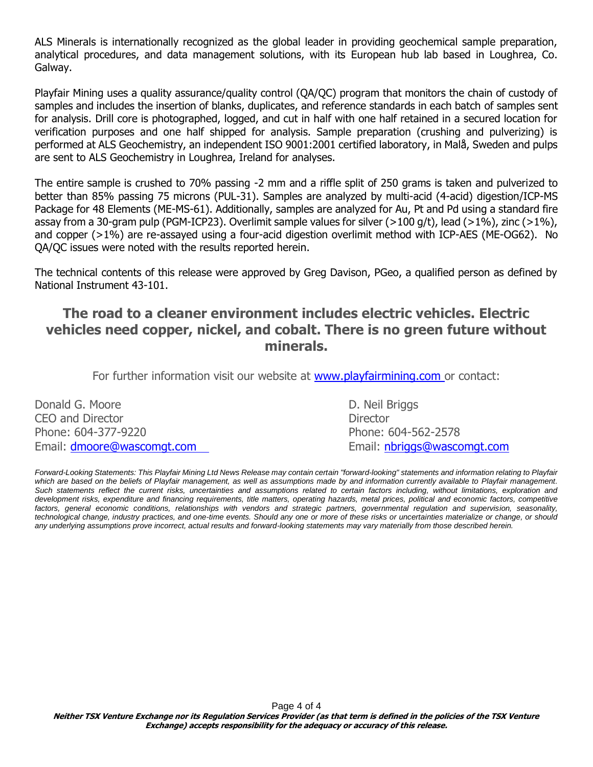ALS Minerals is internationally recognized as the global leader in providing geochemical sample preparation, analytical procedures, and data management solutions, with its European hub lab based in Loughrea, Co. Galway.

Playfair Mining uses a quality assurance/quality control (QA/QC) program that monitors the chain of custody of samples and includes the insertion of blanks, duplicates, and reference standards in each batch of samples sent for analysis. Drill core is photographed, logged, and cut in half with one half retained in a secured location for verification purposes and one half shipped for analysis. Sample preparation (crushing and pulverizing) is performed at ALS Geochemistry, an independent ISO 9001:2001 certified laboratory, in Malå, Sweden and pulps are sent to ALS Geochemistry in Loughrea, Ireland for analyses.

The entire sample is crushed to 70% passing -2 mm and a riffle split of 250 grams is taken and pulverized to better than 85% passing 75 microns (PUL-31). Samples are analyzed by multi-acid (4-acid) digestion/ICP-MS Package for 48 Elements (ME-MS-61). Additionally, samples are analyzed for Au, Pt and Pd using a standard fire assay from a 30-gram pulp (PGM-ICP23). Overlimit sample values for silver (>100 g/t), lead (>1%), zinc (>1%), and copper (>1%) are re-assayed using a four-acid digestion overlimit method with ICP-AES (ME-OG62). No QA/QC issues were noted with the results reported herein.

The technical contents of this release were approved by Greg Davison, PGeo, a qualified person as defined by National Instrument 43-101.

## The road to a cleaner environment includes electric vehicles. Electric vehicles need copper, nickel, and cobalt. There is no green future without minerals.

For further information visit our website at www.playfairmining.com or contact:

Donald G. Moore
CEO and Director
Phone: 604-377-9220
Email: dmoore@wascomgt.com

D. Neil Briggs
Director
Phone: 604-562-2578
Email: nbriggs@wascomgt.com

*Forward-Looking Statements: This Playfair Mining Ltd News Release may contain certain "forward-looking" statements and information relating to Playfair which are based on the beliefs of Playfair management, as well as assumptions made by and information currently available to Playfair management. Such statements reflect the current risks, uncertainties and assumptions related to certain factors including, without limitations, exploration and development risks, expenditure and financing requirements, title matters, operating hazards, metal prices, political and economic factors, competitive factors, general economic conditions, relationships with vendors and strategic partners, governmental regulation and supervision, seasonality, technological change, industry practices, and one-time events. Should any one or more of these risks or uncertainties materialize or change, or should any underlying assumptions prove incorrect, actual results and forward-looking statements may vary materially from those described herein.*

***Neither TSX Venture Exchange nor its Regulation Services Provider (as that term is defined in the policies of the TSX Venture Exchange) accepts responsibility for the adequacy or accuracy of this release.***